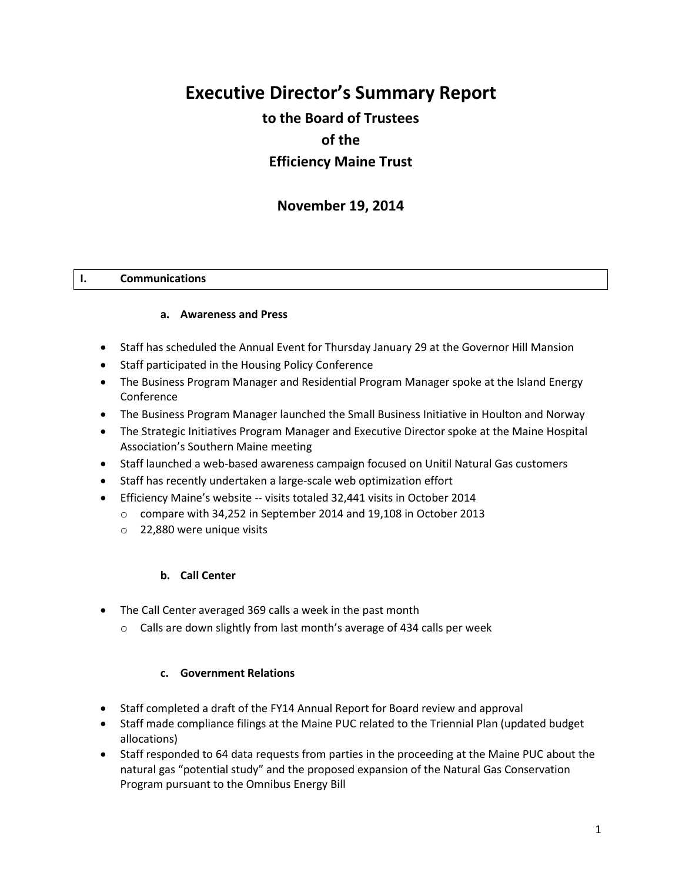# Executive Director's Summary Report

## to the Board of Trustees

## of the

## Efficiency Maine Trust

## November 19, 2014

## I. Communications

### a. Awareness and Press

- Staff has scheduled the Annual Event for Thursday January 29 at the Governor Hill Mansion
- Staff participated in the Housing Policy Conference
- The Business Program Manager and Residential Program Manager spoke at the Island Energy Conference
- The Business Program Manager launched the Small Business Initiative in Houlton and Norway
- The Strategic Initiatives Program Manager and Executive Director spoke at the Maine Hospital Association's Southern Maine meeting
- Staff launched a web-based awareness campaign focused on Unitil Natural Gas customers
- Staff has recently undertaken a large-scale web optimization effort
- Efficiency Maine's website -- visits totaled 32,441 visits in October 2014
  - compare with 34,252 in September 2014 and 19,108 in October 2013
  - 22,880 were unique visits

### b. Call Center

- The Call Center averaged 369 calls a week in the past month
  - Calls are down slightly from last month's average of 434 calls per week

### c. Government Relations

- Staff completed a draft of the FY14 Annual Report for Board review and approval
- Staff made compliance filings at the Maine PUC related to the Triennial Plan (updated budget allocations)
- Staff responded to 64 data requests from parties in the proceeding at the Maine PUC about the natural gas "potential study" and the proposed expansion of the Natural Gas Conservation Program pursuant to the Omnibus Energy Bill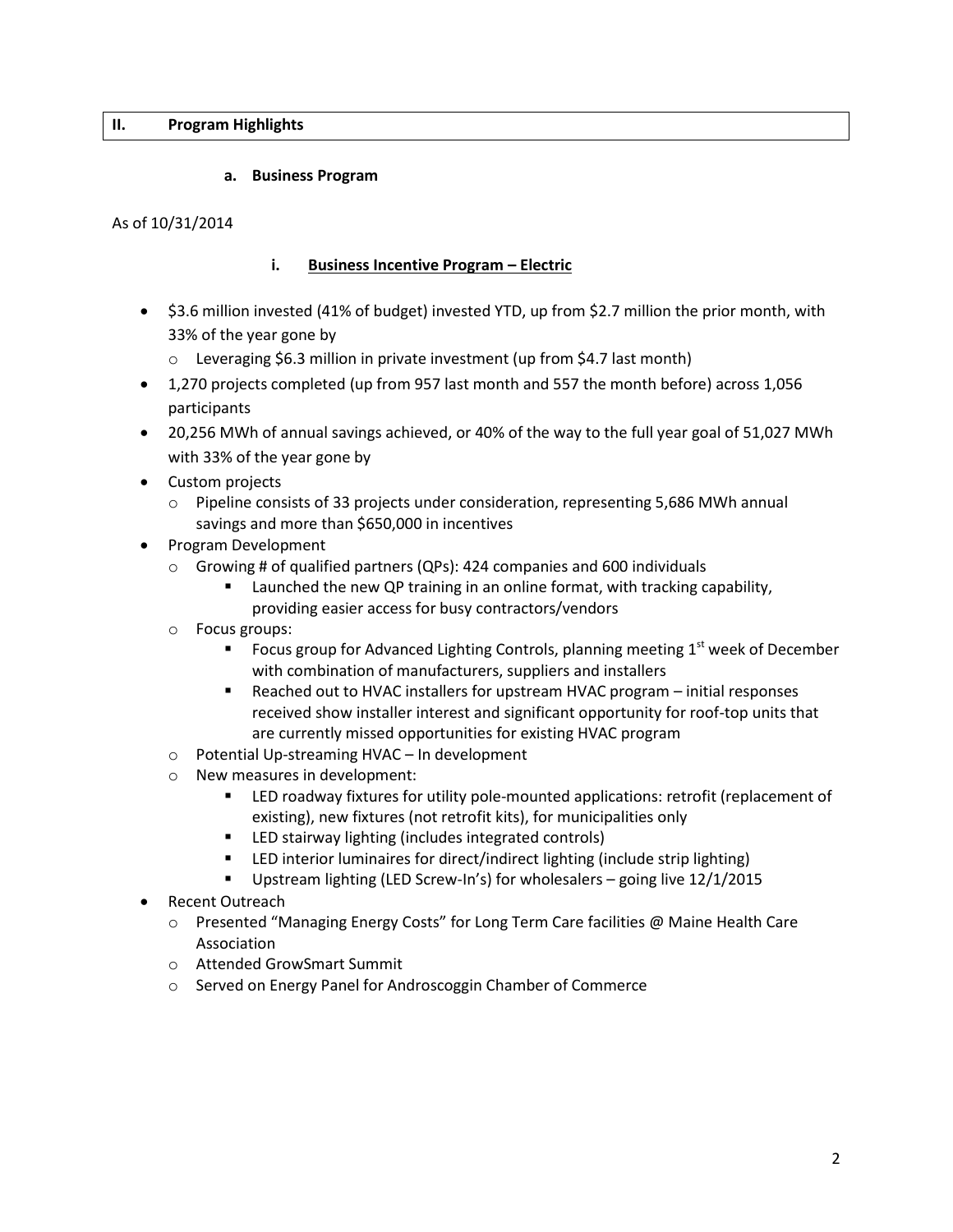## II. Program Highlights

### a. Business Program

As of 10/31/2014

#### i. Business Incentive Program – Electric

- $3.6 million invested (41% of budget) invested YTD, up from $2.7 million the prior month, with 33% of the year gone by
  - Leveraging $6.3 million in private investment (up from $4.7 last month)
- 1,270 projects completed (up from 957 last month and 557 the month before) across 1,056 participants
- 20,256 MWh of annual savings achieved, or 40% of the way to the full year goal of 51,027 MWh with 33% of the year gone by
- Custom projects
  - Pipeline consists of 33 projects under consideration, representing 5,686 MWh annual savings and more than $650,000 in incentives
- Program Development
  - Growing # of qualified partners (QPs): 424 companies and 600 individuals
    - Launched the new QP training in an online format, with tracking capability, providing easier access for busy contractors/vendors
  - Focus groups:
    - Focus group for Advanced Lighting Controls, planning meeting 1st week of December with combination of manufacturers, suppliers and installers
    - Reached out to HVAC installers for upstream HVAC program – initial responses received show installer interest and significant opportunity for roof-top units that are currently missed opportunities for existing HVAC program
  - Potential Up-streaming HVAC – In development
  - New measures in development:
    - LED roadway fixtures for utility pole-mounted applications: retrofit (replacement of existing), new fixtures (not retrofit kits), for municipalities only
    - LED stairway lighting (includes integrated controls)
    - LED interior luminaires for direct/indirect lighting (include strip lighting)
    - Upstream lighting (LED Screw-In's) for wholesalers – going live 12/1/2015
- Recent Outreach
  - Presented "Managing Energy Costs" for Long Term Care facilities @ Maine Health Care Association
  - Attended GrowSmart Summit
  - Served on Energy Panel for Androscoggin Chamber of Commerce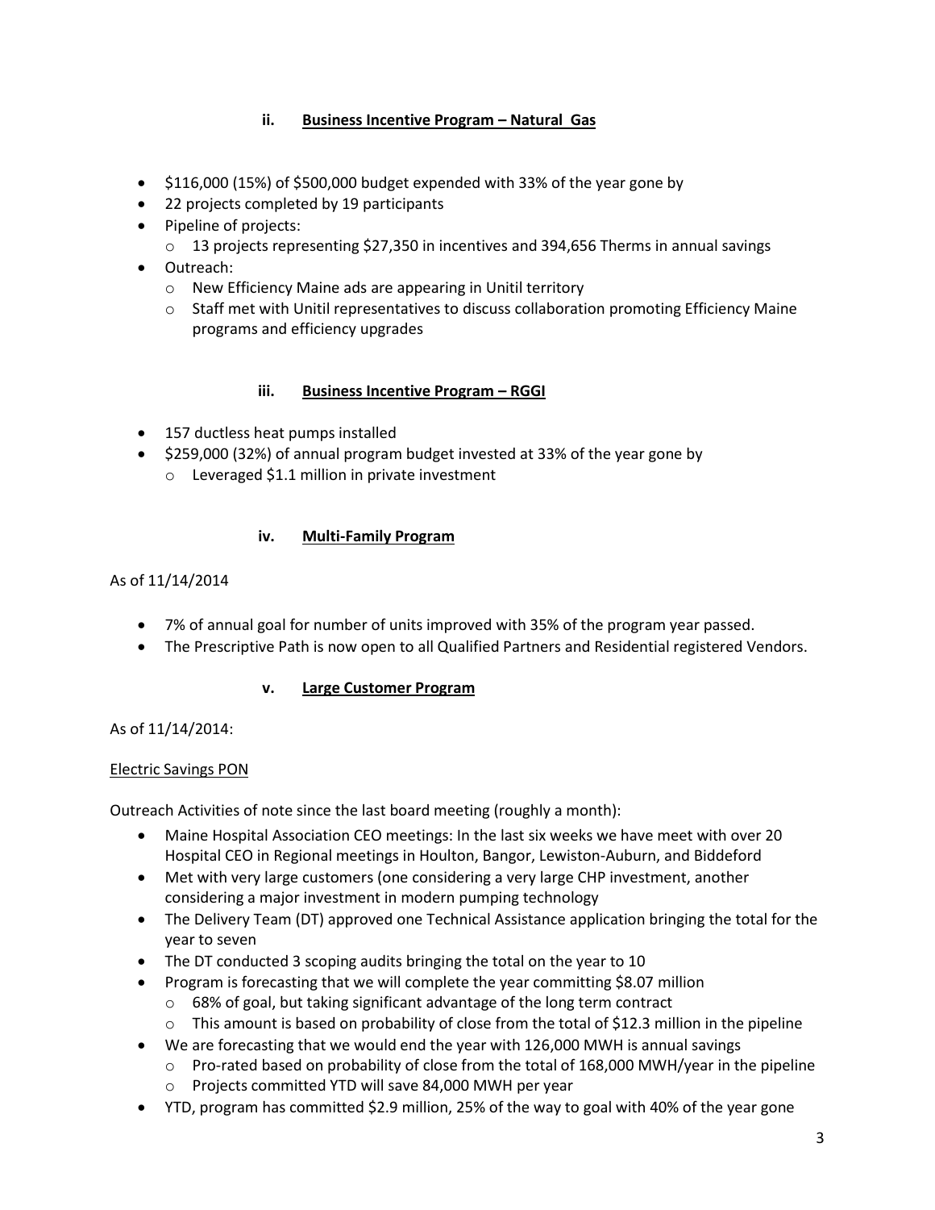#### ii. Business Incentive Program – Natural Gas

- $116,000 (15%) of $500,000 budget expended with 33% of the year gone by
- 22 projects completed by 19 participants
- Pipeline of projects:
  - 13 projects representing $27,350 in incentives and 394,656 Therms in annual savings
- Outreach:
  - New Efficiency Maine ads are appearing in Unitil territory
  - Staff met with Unitil representatives to discuss collaboration promoting Efficiency Maine programs and efficiency upgrades

#### iii. Business Incentive Program – RGGI

- 157 ductless heat pumps installed
- $259,000 (32%) of annual program budget invested at 33% of the year gone by
  - Leveraged $1.1 million in private investment

#### iv. Multi-Family Program

As of 11/14/2014

- 7% of annual goal for number of units improved with 35% of the program year passed.
- The Prescriptive Path is now open to all Qualified Partners and Residential registered Vendors.

#### v. Large Customer Program

As of 11/14/2014:

Electric Savings PON

Outreach Activities of note since the last board meeting (roughly a month):

- Maine Hospital Association CEO meetings: In the last six weeks we have meet with over 20 Hospital CEO in Regional meetings in Houlton, Bangor, Lewiston-Auburn, and Biddeford
- Met with very large customers (one considering a very large CHP investment, another considering a major investment in modern pumping technology
- The Delivery Team (DT) approved one Technical Assistance application bringing the total for the year to seven
- The DT conducted 3 scoping audits bringing the total on the year to 10
- Program is forecasting that we will complete the year committing $8.07 million
  - 68% of goal, but taking significant advantage of the long term contract
  - This amount is based on probability of close from the total of $12.3 million in the pipeline
- We are forecasting that we would end the year with 126,000 MWH is annual savings
  - Pro-rated based on probability of close from the total of 168,000 MWH/year in the pipeline
  - Projects committed YTD will save 84,000 MWH per year
- YTD, program has committed $2.9 million, 25% of the way to goal with 40% of the year gone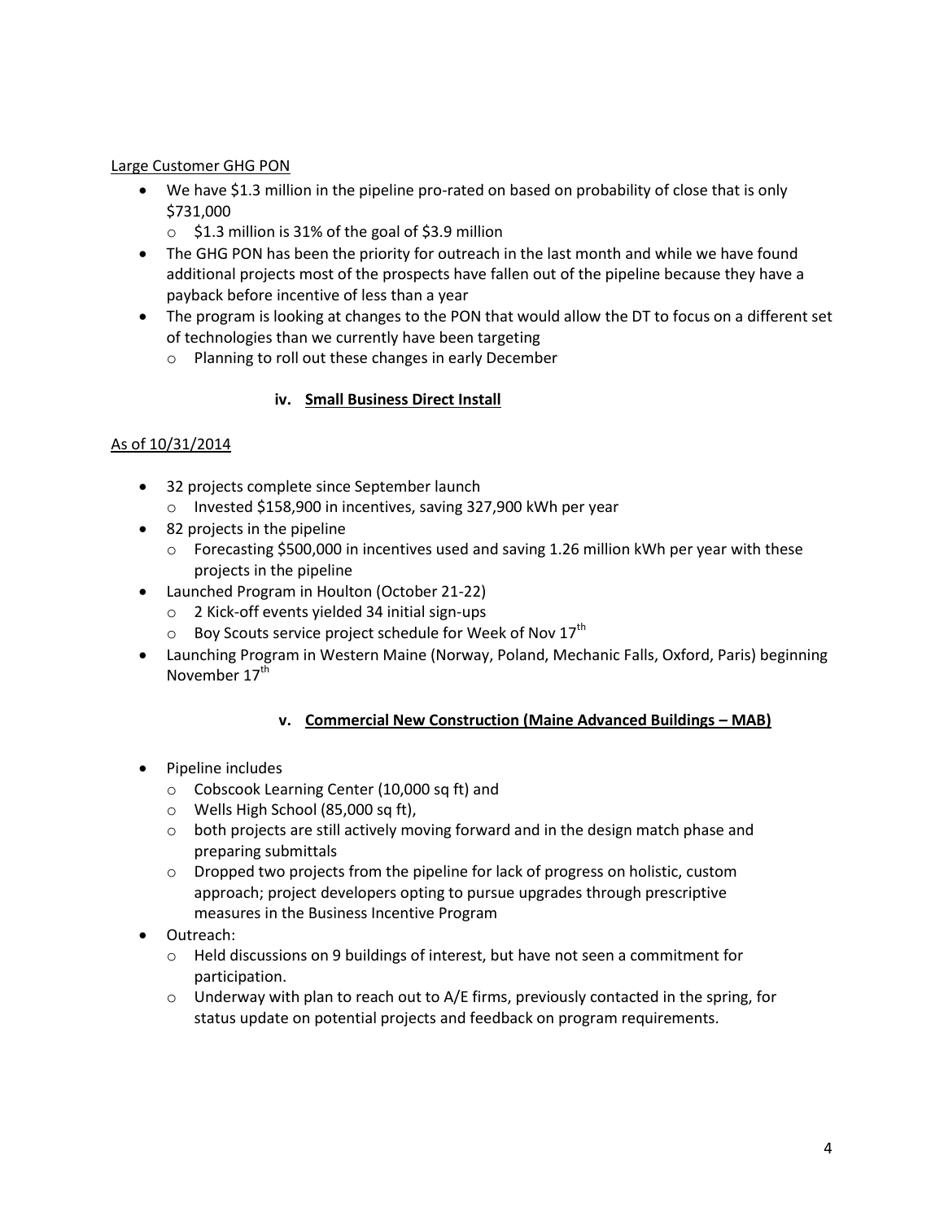Large Customer GHG PON

- We have $1.3 million in the pipeline pro-rated on based on probability of close that is only $731,000
  - $1.3 million is 31% of the goal of $3.9 million
- The GHG PON has been the priority for outreach in the last month and while we have found additional projects most of the prospects have fallen out of the pipeline because they have a payback before incentive of less than a year
- The program is looking at changes to the PON that would allow the DT to focus on a different set of technologies than we currently have been targeting
  - Planning to roll out these changes in early December

### iv. Small Business Direct Install

As of 10/31/2014

- 32 projects complete since September launch
  - Invested $158,900 in incentives, saving 327,900 kWh per year
- 82 projects in the pipeline
  - Forecasting $500,000 in incentives used and saving 1.26 million kWh per year with these projects in the pipeline
- Launched Program in Houlton (October 21-22)
  - 2 Kick-off events yielded 34 initial sign-ups
  - Boy Scouts service project schedule for Week of Nov 17th
- Launching Program in Western Maine (Norway, Poland, Mechanic Falls, Oxford, Paris) beginning November 17th

### v. Commercial New Construction (Maine Advanced Buildings – MAB)

- Pipeline includes
  - Cobscook Learning Center (10,000 sq ft) and
  - Wells High School (85,000 sq ft),
  - both projects are still actively moving forward and in the design match phase and preparing submittals
  - Dropped two projects from the pipeline for lack of progress on holistic, custom approach; project developers opting to pursue upgrades through prescriptive measures in the Business Incentive Program
- Outreach:
  - Held discussions on 9 buildings of interest, but have not seen a commitment for participation.
  - Underway with plan to reach out to A/E firms, previously contacted in the spring, for status update on potential projects and feedback on program requirements.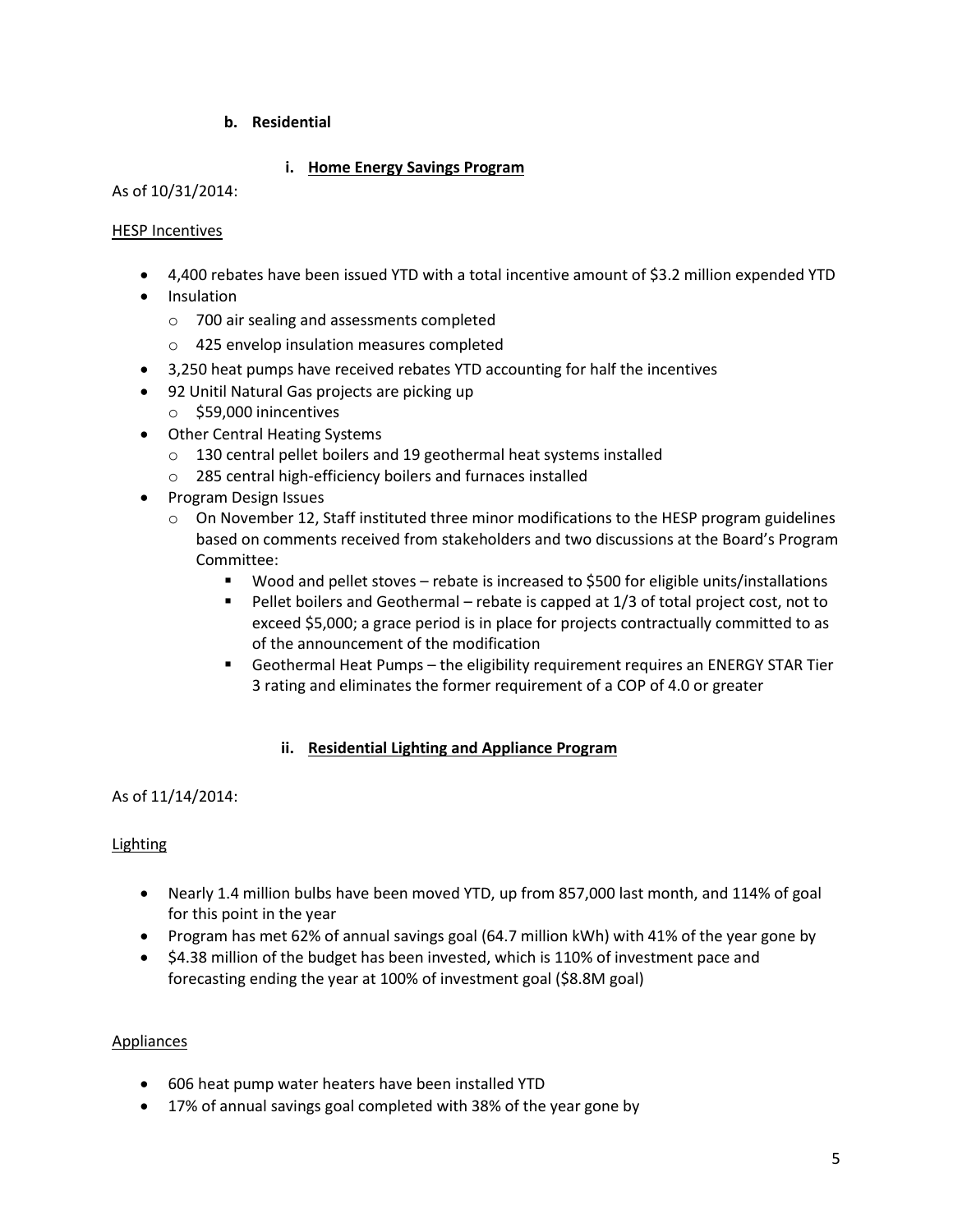### b. Residential

#### i. <u>Home Energy Savings Program</u>

As of 10/31/2014:

<u>HESP Incentives</u>

- 4,400 rebates have been issued YTD with a total incentive amount of $3.2 million expended YTD
- Insulation
  - 700 air sealing and assessments completed
  - 425 envelop insulation measures completed
- 3,250 heat pumps have received rebates YTD accounting for half the incentives
- 92 Unitil Natural Gas projects are picking up
  - $59,000 inincentives
- Other Central Heating Systems
  - 130 central pellet boilers and 19 geothermal heat systems installed
  - 285 central high-efficiency boilers and furnaces installed
- Program Design Issues
  - On November 12, Staff instituted three minor modifications to the HESP program guidelines based on comments received from stakeholders and two discussions at the Board's Program Committee:
    - Wood and pellet stoves – rebate is increased to $500 for eligible units/installations
    - Pellet boilers and Geothermal – rebate is capped at 1/3 of total project cost, not to exceed $5,000; a grace period is in place for projects contractually committed to as of the announcement of the modification
    - Geothermal Heat Pumps – the eligibility requirement requires an ENERGY STAR Tier 3 rating and eliminates the former requirement of a COP of 4.0 or greater

#### ii. <u>Residential Lighting and Appliance Program</u>

As of 11/14/2014:

<u>Lighting</u>

- Nearly 1.4 million bulbs have been moved YTD, up from 857,000 last month, and 114% of goal for this point in the year
- Program has met 62% of annual savings goal (64.7 million kWh) with 41% of the year gone by
- $4.38 million of the budget has been invested, which is 110% of investment pace and forecasting ending the year at 100% of investment goal ($8.8M goal)

<u>Appliances</u>

- 606 heat pump water heaters have been installed YTD
- 17% of annual savings goal completed with 38% of the year gone by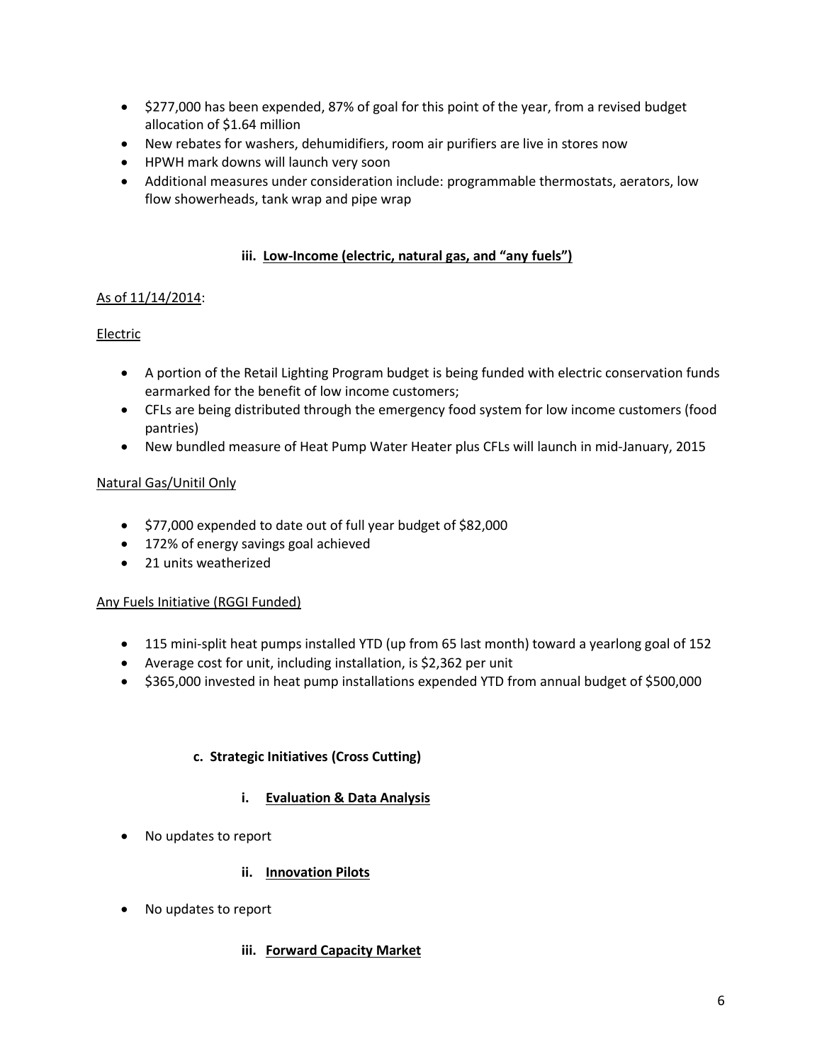- $277,000 has been expended, 87% of goal for this point of the year, from a revised budget allocation of $1.64 million
- New rebates for washers, dehumidifiers, room air purifiers are live in stores now
- HPWH mark downs will launch very soon
- Additional measures under consideration include: programmable thermostats, aerators, low flow showerheads, tank wrap and pipe wrap

#### iii. Low-Income (electric, natural gas, and "any fuels")

As of 11/14/2014:

Electric

- A portion of the Retail Lighting Program budget is being funded with electric conservation funds earmarked for the benefit of low income customers;
- CFLs are being distributed through the emergency food system for low income customers (food pantries)
- New bundled measure of Heat Pump Water Heater plus CFLs will launch in mid-January, 2015

Natural Gas/Unitil Only

- $77,000 expended to date out of full year budget of $82,000
- 172% of energy savings goal achieved
- 21 units weatherized

Any Fuels Initiative (RGGI Funded)

- 115 mini-split heat pumps installed YTD (up from 65 last month) toward a yearlong goal of 152
- Average cost for unit, including installation, is $2,362 per unit
- $365,000 invested in heat pump installations expended YTD from annual budget of $500,000

### c. Strategic Initiatives (Cross Cutting)

#### i. Evaluation & Data Analysis

- No updates to report

#### ii. Innovation Pilots

- No updates to report

#### iii. Forward Capacity Market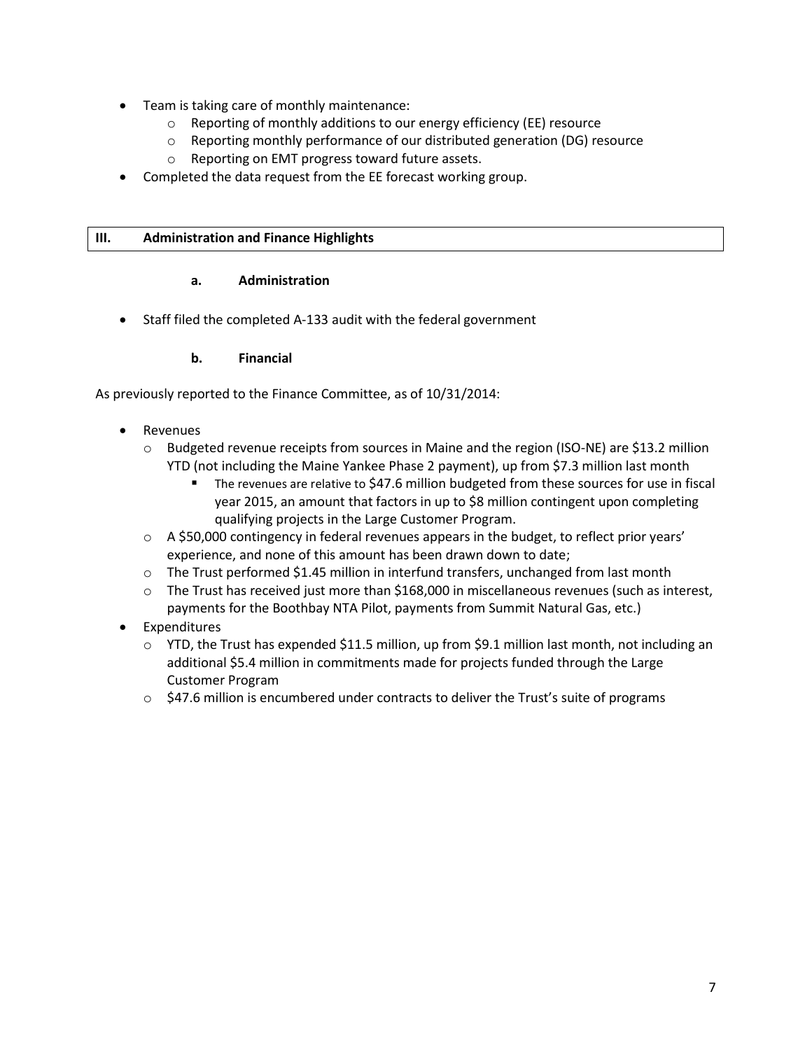- Team is taking care of monthly maintenance:
  - Reporting of monthly additions to our energy efficiency (EE) resource
  - Reporting monthly performance of our distributed generation (DG) resource
  - Reporting on EMT progress toward future assets.
- Completed the data request from the EE forecast working group.

## III. Administration and Finance Highlights

### a. Administration

- Staff filed the completed A-133 audit with the federal government

### b. Financial

As previously reported to the Finance Committee, as of 10/31/2014:

- Revenues
  - Budgeted revenue receipts from sources in Maine and the region (ISO-NE) are $13.2 million YTD (not including the Maine Yankee Phase 2 payment), up from $7.3 million last month
    - The revenues are relative to $47.6 million budgeted from these sources for use in fiscal year 2015, an amount that factors in up to $8 million contingent upon completing qualifying projects in the Large Customer Program.
  - A $50,000 contingency in federal revenues appears in the budget, to reflect prior years' experience, and none of this amount has been drawn down to date;
  - The Trust performed $1.45 million in interfund transfers, unchanged from last month
  - The Trust has received just more than $168,000 in miscellaneous revenues (such as interest, payments for the Boothbay NTA Pilot, payments from Summit Natural Gas, etc.)
- Expenditures
  - YTD, the Trust has expended $11.5 million, up from $9.1 million last month, not including an additional $5.4 million in commitments made for projects funded through the Large Customer Program
  - $47.6 million is encumbered under contracts to deliver the Trust's suite of programs